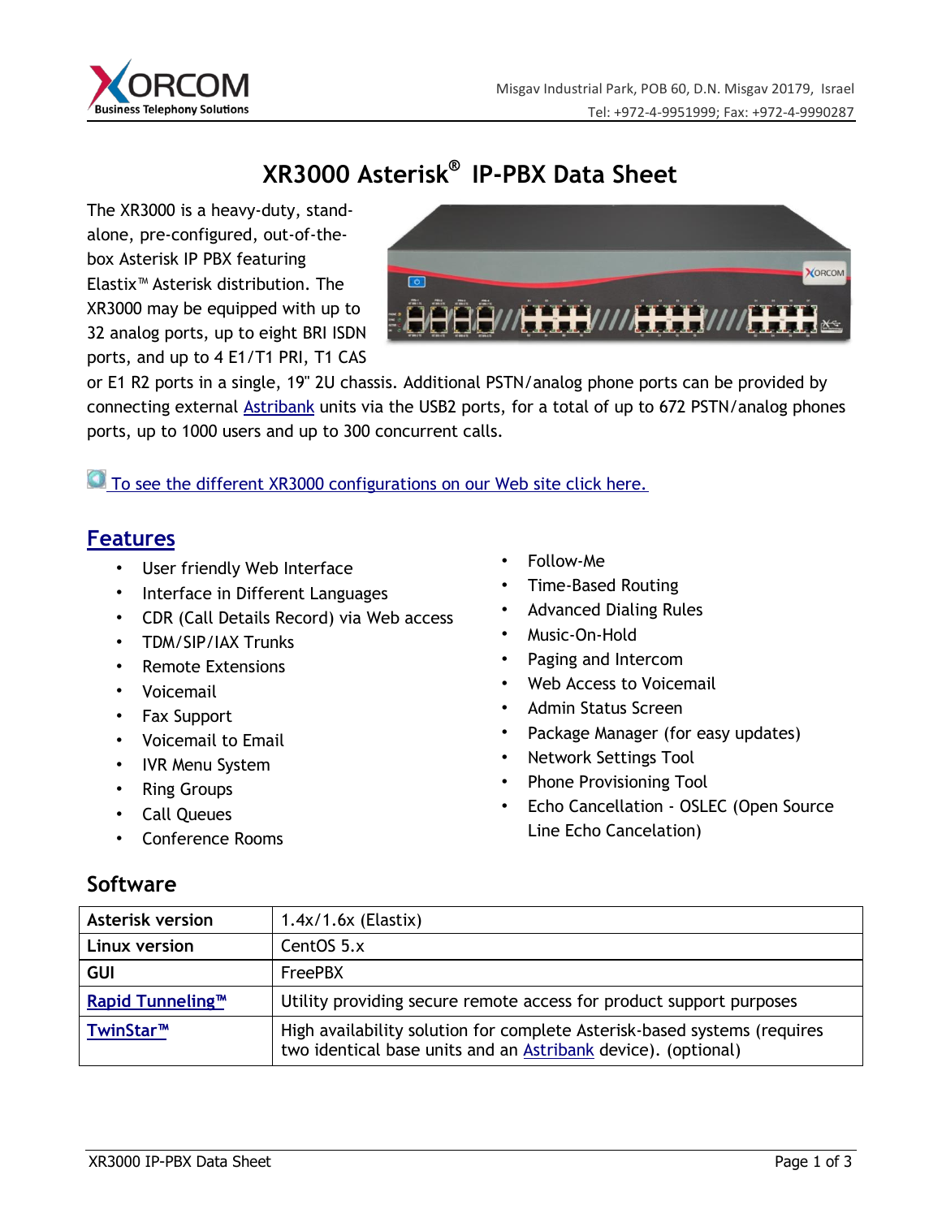Misgav Industrial Park, POB 60, D.N. Misgav 20179, Israel
Tel: +972-4-9951999; Fax: +972-4-9990287

# XR3000 Asterisk® IP-PBX Data Sheet

The XR3000 is a heavy-duty, stand-alone, pre-configured, out-of-the-box Asterisk IP PBX featuring Elastix™ Asterisk distribution. The XR3000 may be equipped with up to 32 analog ports, up to eight BRI ISDN ports, and up to 4 E1/T1 PRI, T1 CAS or E1 R2 ports in a single, 19" 2U chassis. Additional PSTN/analog phone ports can be provided by connecting external Astribank units via the USB2 ports, for a total of up to 672 PSTN/analog phones ports, up to 1000 users and up to 300 concurrent calls.

To see the different XR3000 configurations on our Web site click here.

## Features

- User friendly Web Interface
- Interface in Different Languages
- CDR (Call Details Record) via Web access
- TDM/SIP/IAX Trunks
- Remote Extensions
- Voicemail
- Fax Support
- Voicemail to Email
- IVR Menu System
- Ring Groups
- Call Queues
- Conference Rooms
- Follow-Me
- Time-Based Routing
- Advanced Dialing Rules
- Music-On-Hold
- Paging and Intercom
- Web Access to Voicemail
- Admin Status Screen
- Package Manager (for easy updates)
- Network Settings Tool
- Phone Provisioning Tool
- Echo Cancellation - OSLEC (Open Source Line Echo Cancelation)

## Software

| | |
|---|---|
| **Asterisk version** | 1.4x/1.6x (Elastix) |
| **Linux version** | CentOS 5.x |
| **GUI** | FreePBX |
| **Rapid Tunneling™** | Utility providing secure remote access for product support purposes |
| **TwinStar™** | High availability solution for complete Asterisk-based systems (requires two identical base units and an Astribank device). (optional) |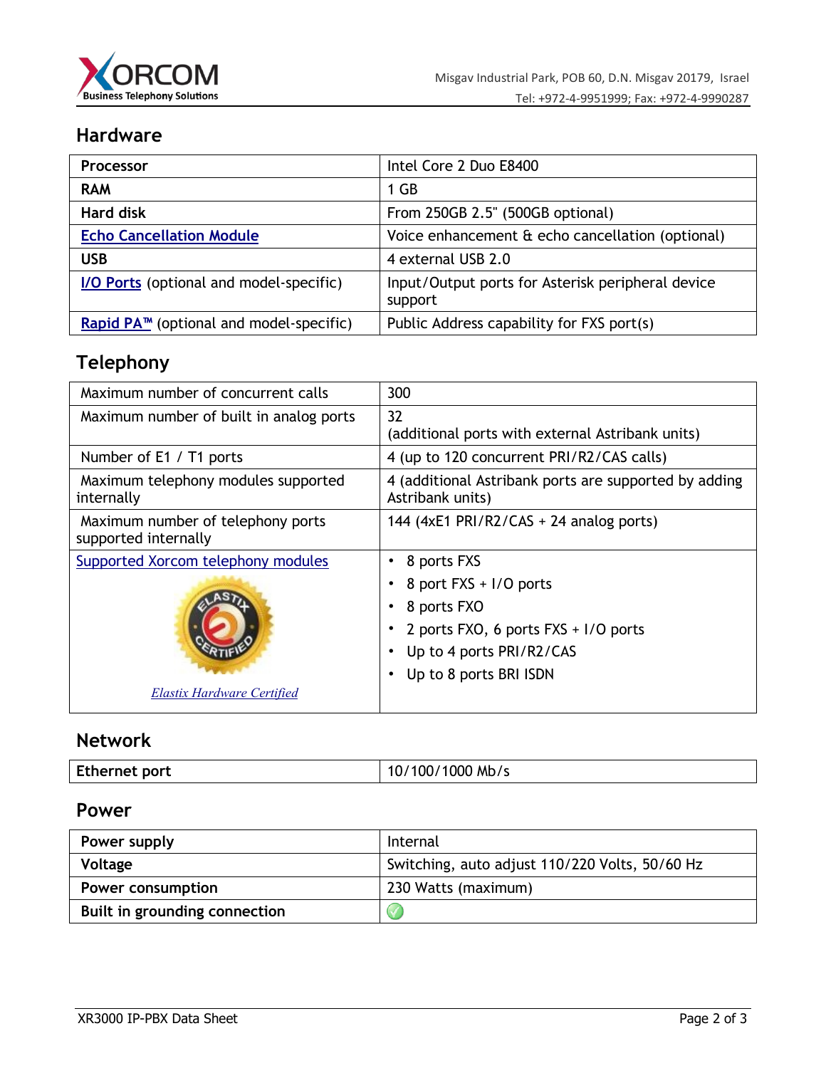## Hardware

| Processor | Intel Core 2 Duo E8400 |
|---|---|
| RAM | 1 GB |
| Hard disk | From 250GB 2.5" (500GB optional) |
| Echo Cancellation Module | Voice enhancement & echo cancellation (optional) |
| USB | 4 external USB 2.0 |
| I/O Ports (optional and model-specific) | Input/Output ports for Asterisk peripheral device support |
| Rapid PA™ (optional and model-specific) | Public Address capability for FXS port(s) |

## Telephony

| Maximum number of concurrent calls | 300 |
|---|---|
| Maximum number of built in analog ports | 32 (additional ports with external Astribank units) |
| Number of E1 / T1 ports | 4 (up to 120 concurrent PRI/R2/CAS calls) |
| Maximum telephony modules supported internally | 4 (additional Astribank ports are supported by adding Astribank units) |
| Maximum number of telephony ports supported internally | 144 (4xE1 PRI/R2/CAS + 24 analog ports) |
| Supported Xorcom telephony modules<br>*Elastix Hardware Certified* | • 8 ports FXS<br>• 8 port FXS + I/O ports<br>• 8 ports FXO<br>• 2 ports FXO, 6 ports FXS + I/O ports<br>• Up to 4 ports PRI/R2/CAS<br>• Up to 8 ports BRI ISDN |

## Network

| Ethernet port | 10/100/1000 Mb/s |
|---|---|

## Power

| Power supply | Internal |
|---|---|
| Voltage | Switching, auto adjust 110/220 Volts, 50/60 Hz |
| Power consumption | 230 Watts (maximum) |
| Built in grounding connection | ✓ |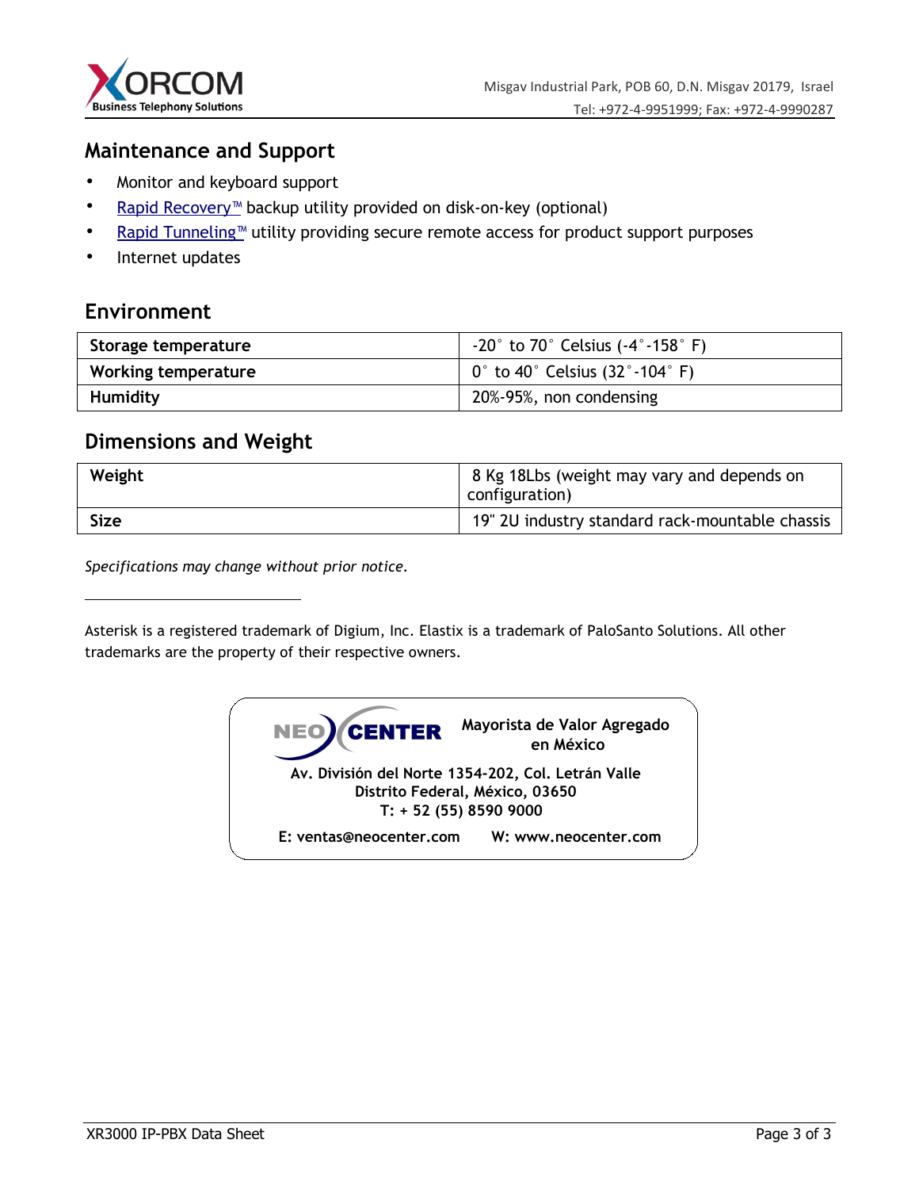## Maintenance and Support

- Monitor and keyboard support
- Rapid Recovery™ backup utility provided on disk-on-key (optional)
- Rapid Tunneling™ utility providing secure remote access for product support purposes
- Internet updates

## Environment

| | |
|---|---|
| **Storage temperature** | -20° to 70° Celsius (-4°-158° F) |
| **Working temperature** | 0° to 40° Celsius (32°-104° F) |
| **Humidity** | 20%-95%, non condensing |

## Dimensions and Weight

| | |
|---|---|
| **Weight** | 8 Kg 18Lbs (weight may vary and depends on configuration) |
| **Size** | 19" 2U industry standard rack-mountable chassis |

*Specifications may change without prior notice.*

---

Asterisk is a registered trademark of Digium, Inc. Elastix is a trademark of PaloSanto Solutions. All other trademarks are the property of their respective owners.

**NEO CENTER**
**Mayorista de Valor Agregado en México**

**Av. División del Norte 1354-202, Col. Letrán Valle**
**Distrito Federal, México, 03650**
**T: + 52 (55) 8590 9000**

**E: ventas@neocenter.com W: www.neocenter.com**